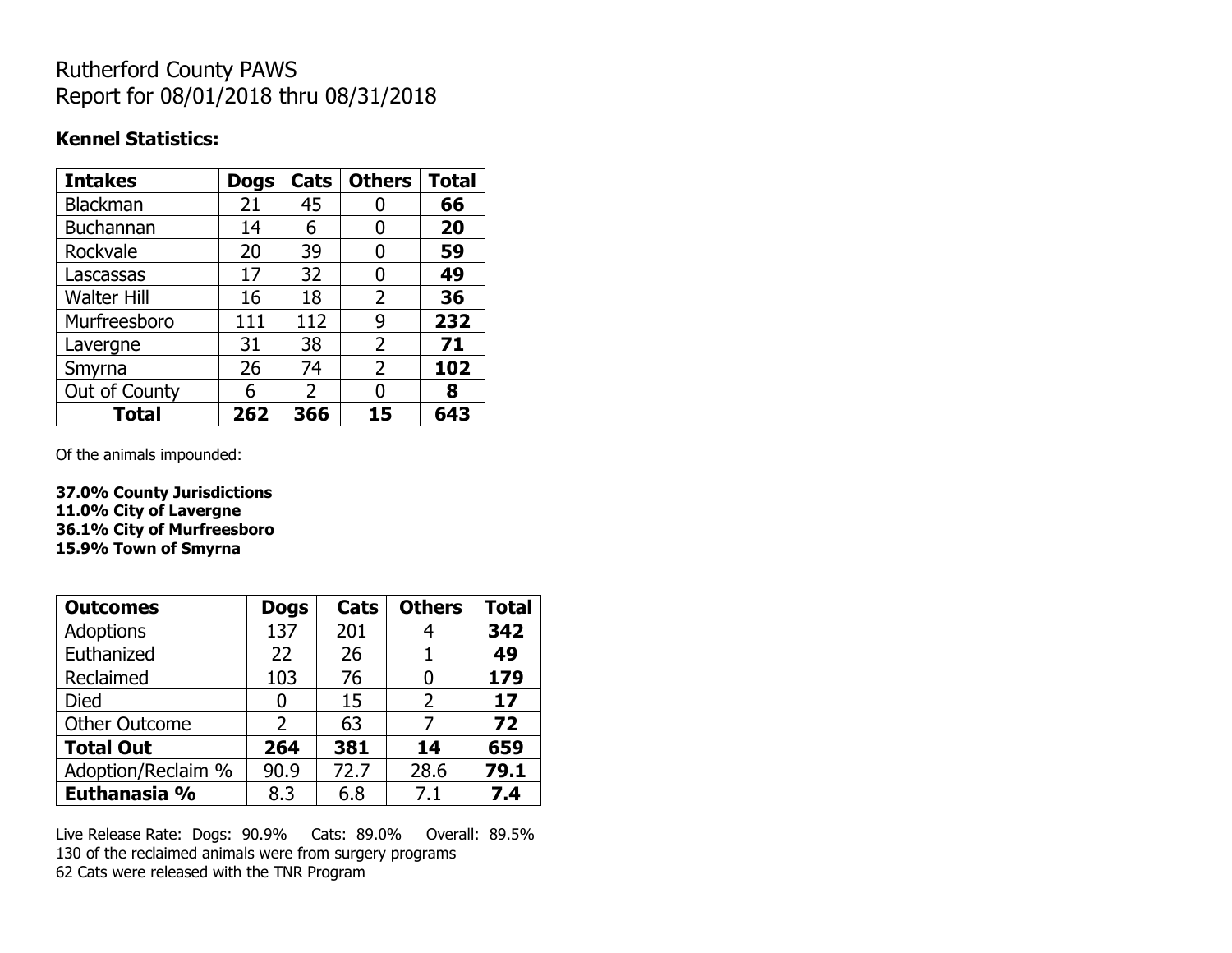# Rutherford County PAWS
# Report for 08/01/2018 thru 08/31/2018

**Kennel Statistics:**

| Intakes | Dogs | Cats | Others | Total |
|---|---|---|---|---|
| Blackman | 21 | 45 | 0 | **66** |
| Buchannan | 14 | 6 | 0 | **20** |
| Rockvale | 20 | 39 | 0 | **59** |
| Lascassas | 17 | 32 | 0 | **49** |
| Walter Hill | 16 | 18 | 2 | **36** |
| Murfreesboro | 111 | 112 | 9 | **232** |
| Lavergne | 31 | 38 | 2 | **71** |
| Smyrna | 26 | 74 | 2 | **102** |
| Out of County | 6 | 2 | 0 | **8** |
| **Total** | **262** | **366** | **15** | **643** |

Of the animals impounded:

**37.0% County Jurisdictions**
**11.0% City of Lavergne**
**36.1% City of Murfreesboro**
**15.9% Town of Smyrna**

| Outcomes | Dogs | Cats | Others | Total |
|---|---|---|---|---|
| Adoptions | 137 | 201 | 4 | **342** |
| Euthanized | 22 | 26 | 1 | **49** |
| Reclaimed | 103 | 76 | 0 | **179** |
| Died | 0 | 15 | 2 | **17** |
| Other Outcome | 2 | 63 | 7 | **72** |
| **Total Out** | **264** | **381** | **14** | **659** |
| Adoption/Reclaim % | 90.9 | 72.7 | 28.6 | **79.1** |
| **Euthanasia %** | 8.3 | 6.8 | 7.1 | **7.4** |

Live Release Rate: Dogs: 90.9% Cats: 89.0% Overall: 89.5%
130 of the reclaimed animals were from surgery programs
62 Cats were released with the TNR Program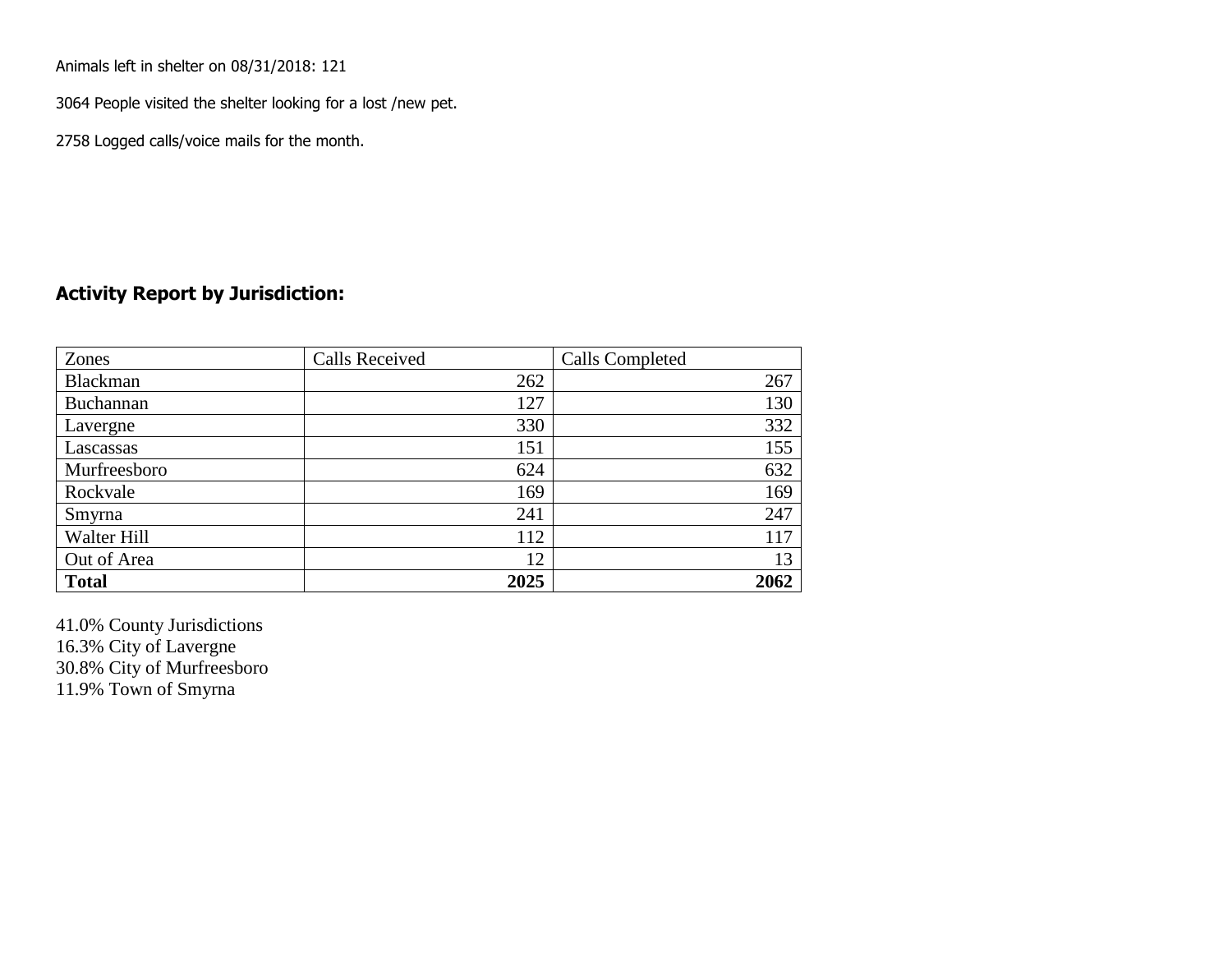Animals left in shelter on 08/31/2018: 121

3064 People visited the shelter looking for a lost /new pet.

2758 Logged calls/voice mails for the month.

## Activity Report by Jurisdiction:

| Zones | Calls Received | Calls Completed |
|---|---|---|
| Blackman | 262 | 267 |
| Buchannan | 127 | 130 |
| Lavergne | 330 | 332 |
| Lascassas | 151 | 155 |
| Murfreesboro | 624 | 632 |
| Rockvale | 169 | 169 |
| Smyrna | 241 | 247 |
| Walter Hill | 112 | 117 |
| Out of Area | 12 | 13 |
| **Total** | **2025** | **2062** |

41.0% County Jurisdictions
16.3% City of Lavergne
30.8% City of Murfreesboro
11.9% Town of Smyrna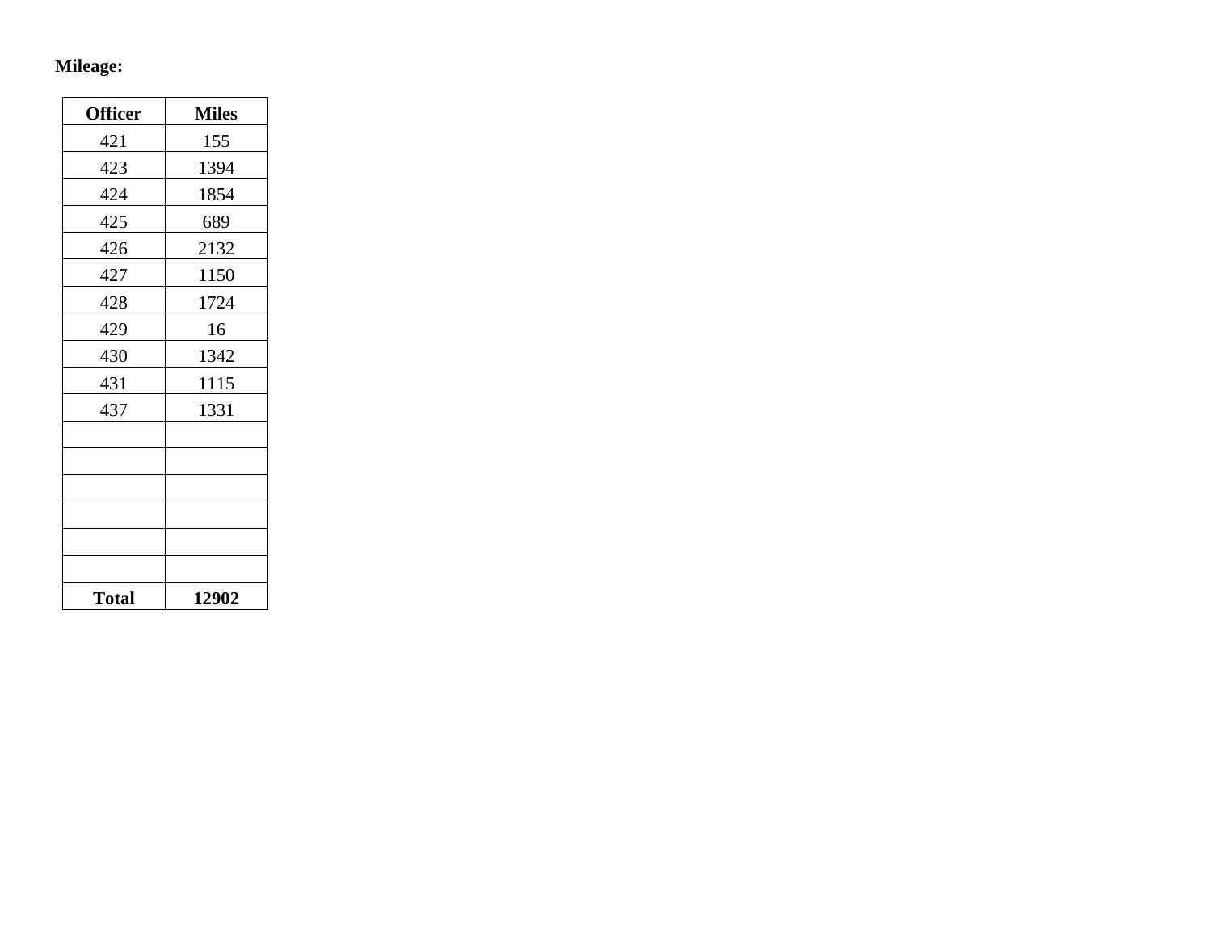**Mileage:**

| Officer | Miles |
|---|---|
| 421 | 155 |
| 423 | 1394 |
| 424 | 1854 |
| 425 | 689 |
| 426 | 2132 |
| 427 | 1150 |
| 428 | 1724 |
| 429 | 16 |
| 430 | 1342 |
| 431 | 1115 |
| 437 | 1331 |
| | |
| | |
| | |
| | |
| | |
| | |
| **Total** | **12902** |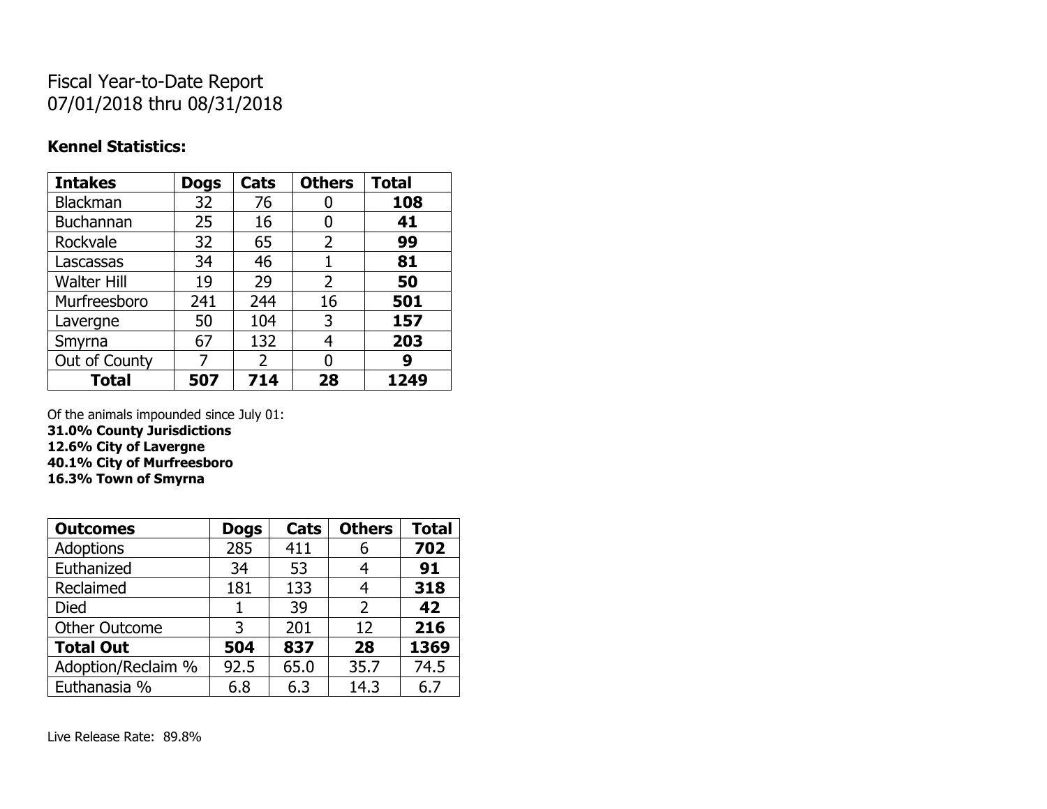Fiscal Year-to-Date Report
07/01/2018 thru 08/31/2018

**Kennel Statistics:**

| **Intakes** | **Dogs** | **Cats** | **Others** | **Total** |
|---|---|---|---|---|
| Blackman | 32 | 76 | 0 | **108** |
| Buchannan | 25 | 16 | 0 | **41** |
| Rockvale | 32 | 65 | 2 | **99** |
| Lascassas | 34 | 46 | 1 | **81** |
| Walter Hill | 19 | 29 | 2 | **50** |
| Murfreesboro | 241 | 244 | 16 | **501** |
| Lavergne | 50 | 104 | 3 | **157** |
| Smyrna | 67 | 132 | 4 | **203** |
| Out of County | 7 | 2 | 0 | **9** |
| **Total** | **507** | **714** | **28** | **1249** |

Of the animals impounded since July 01:
**31.0% County Jurisdictions**
**12.6% City of Lavergne**
**40.1% City of Murfreesboro**
**16.3% Town of Smyrna**

| **Outcomes** | **Dogs** | **Cats** | **Others** | **Total** |
|---|---|---|---|---|
| Adoptions | 285 | 411 | 6 | **702** |
| Euthanized | 34 | 53 | 4 | **91** |
| Reclaimed | 181 | 133 | 4 | **318** |
| Died | 1 | 39 | 2 | **42** |
| Other Outcome | 3 | 201 | 12 | **216** |
| **Total Out** | **504** | **837** | **28** | **1369** |
| Adoption/Reclaim % | 92.5 | 65.0 | 35.7 | 74.5 |
| Euthanasia % | 6.8 | 6.3 | 14.3 | 6.7 |

Live Release Rate: 89.8%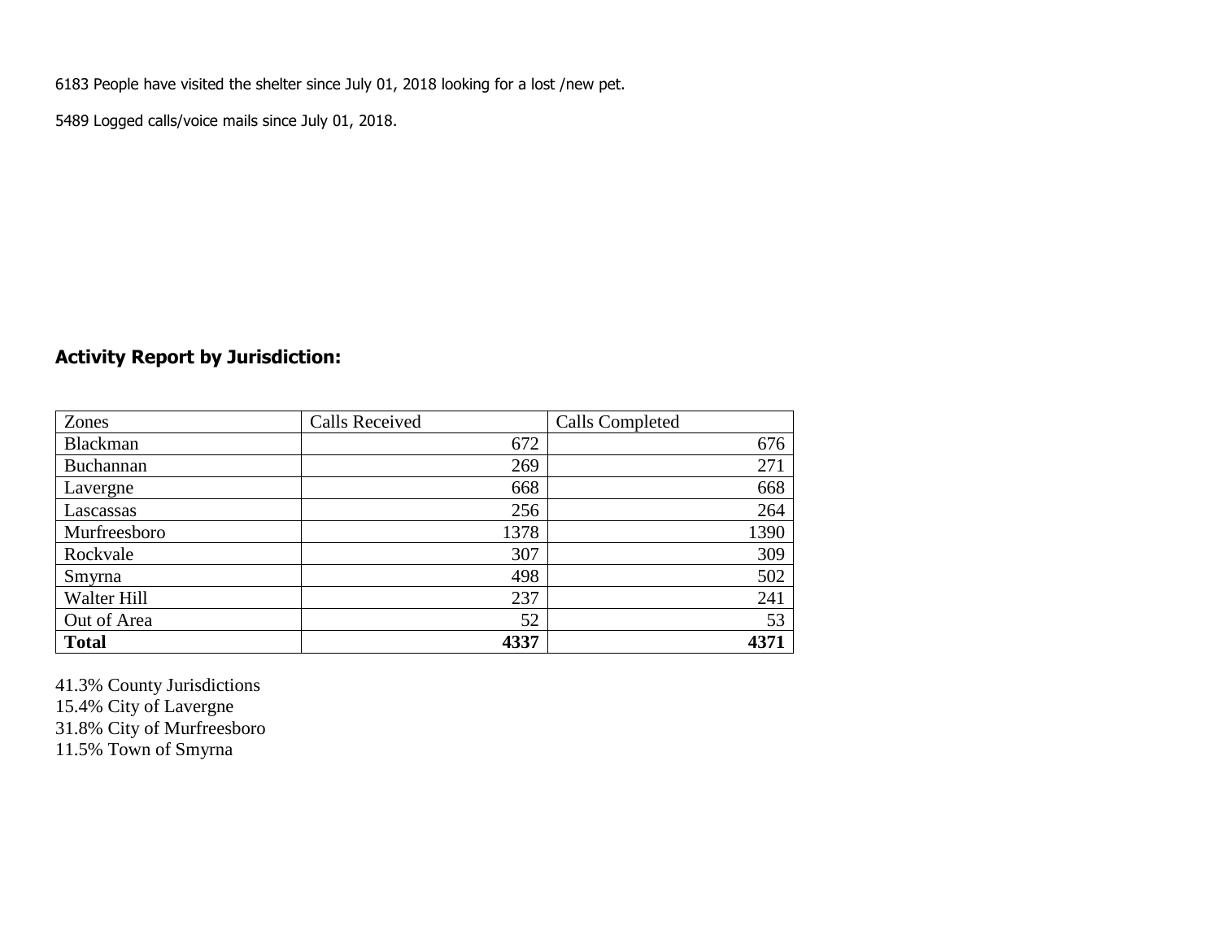6183 People have visited the shelter since July 01, 2018 looking for a lost /new pet.

5489 Logged calls/voice mails since July 01, 2018.

## Activity Report by Jurisdiction:

| Zones | Calls Received | Calls Completed |
|---|---|---|
| Blackman | 672 | 676 |
| Buchannan | 269 | 271 |
| Lavergne | 668 | 668 |
| Lascassas | 256 | 264 |
| Murfreesboro | 1378 | 1390 |
| Rockvale | 307 | 309 |
| Smyrna | 498 | 502 |
| Walter Hill | 237 | 241 |
| Out of Area | 52 | 53 |
| **Total** | **4337** | **4371** |

41.3% County Jurisdictions
15.4% City of Lavergne
31.8% City of Murfreesboro
11.5% Town of Smyrna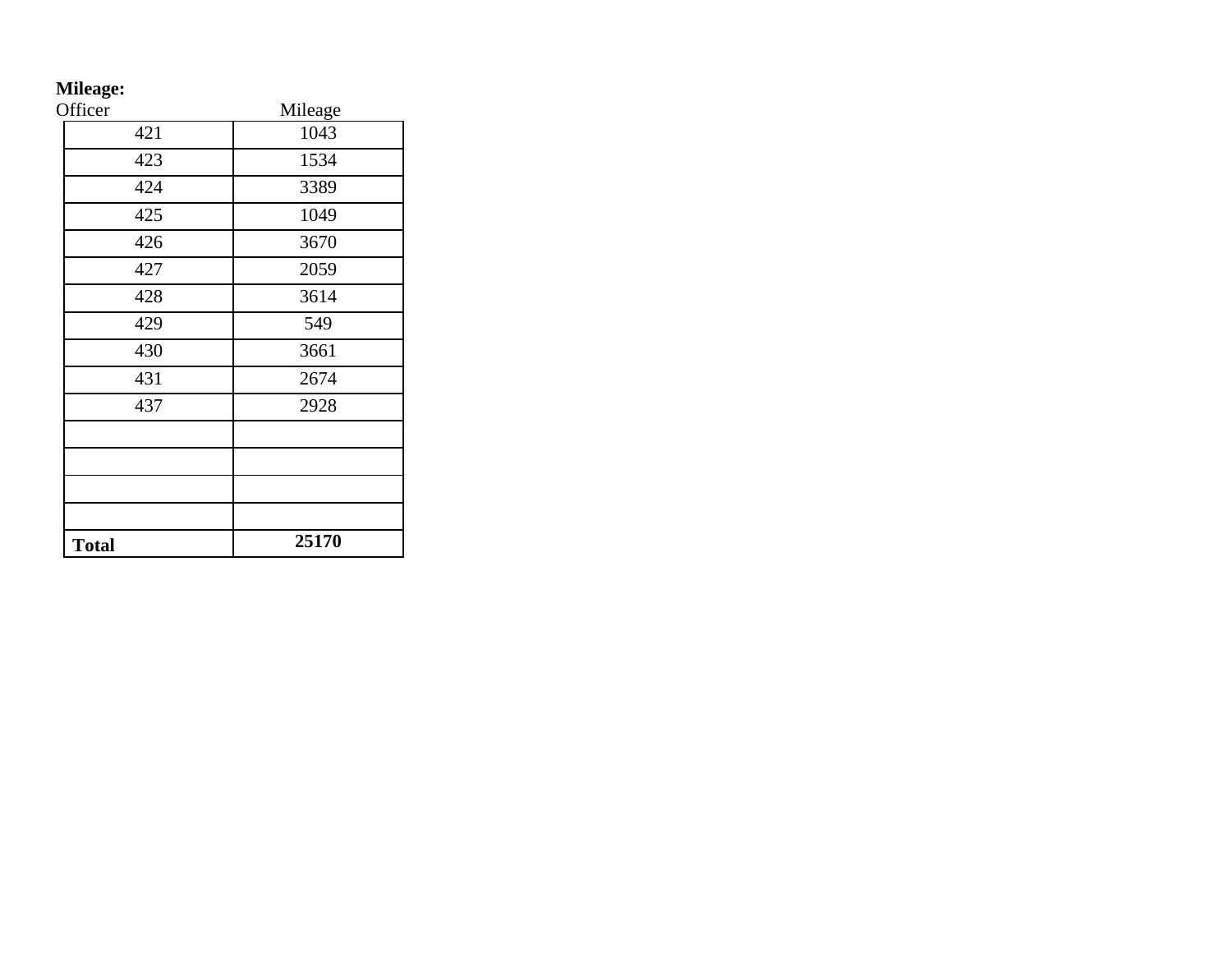**Mileage:**

| Officer | Mileage |
|---|---|
| 421 | 1043 |
| 423 | 1534 |
| 424 | 3389 |
| 425 | 1049 |
| 426 | 3670 |
| 427 | 2059 |
| 428 | 3614 |
| 429 | 549 |
| 430 | 3661 |
| 431 | 2674 |
| 437 | 2928 |
| | |
| | |
| | |
| | |
| **Total** | **25170** |